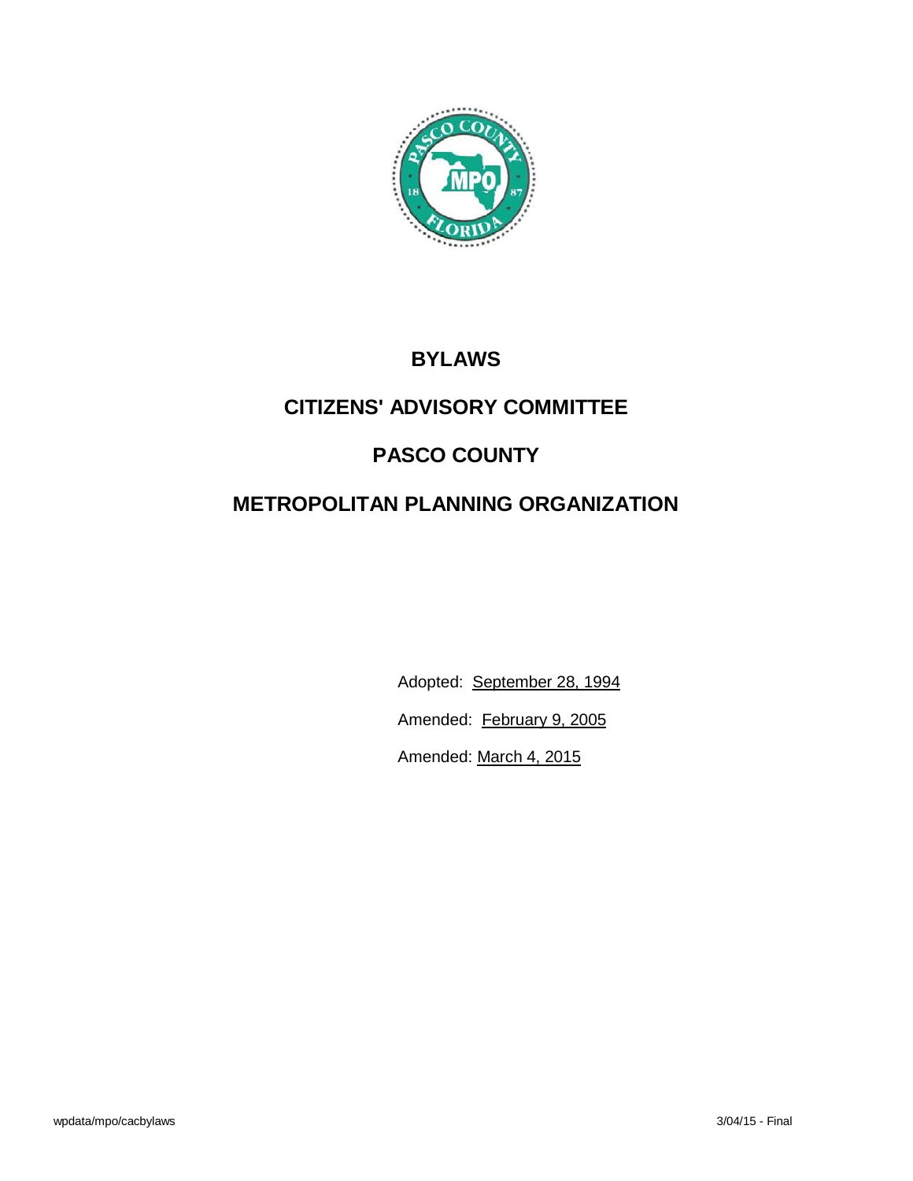# BYLAWS

# CITIZENS' ADVISORY COMMITTEE

# PASCO COUNTY

# METROPOLITAN PLANNING ORGANIZATION

Adopted: September 28, 1994

Amended: February 9, 2005

Amended: March 4, 2015

wpdata/mpo/cacbylaws

3/04/15 - Final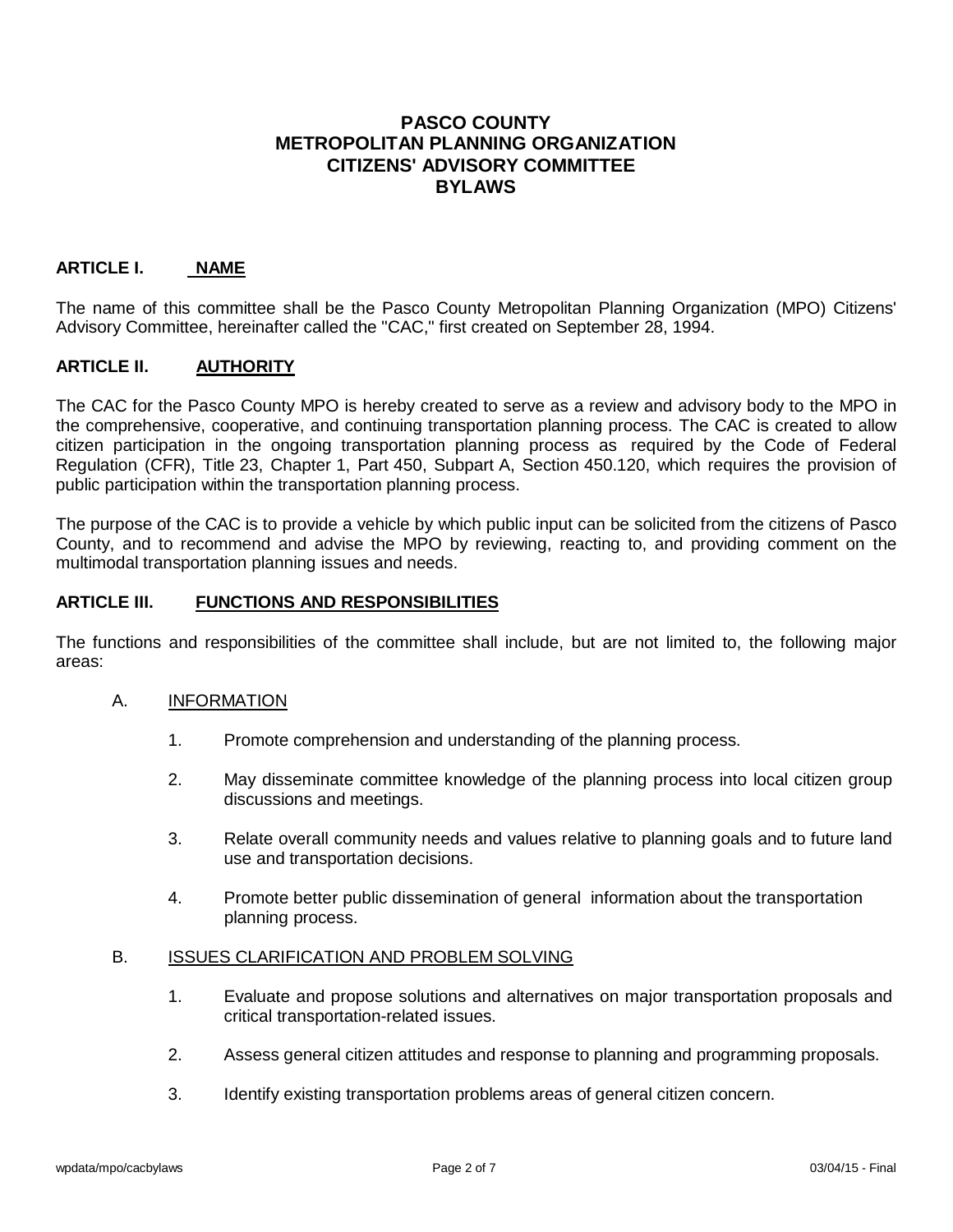# PASCO COUNTY METROPOLITAN PLANNING ORGANIZATION CITIZENS' ADVISORY COMMITTEE BYLAWS

## ARTICLE I. NAME

The name of this committee shall be the Pasco County Metropolitan Planning Organization (MPO) Citizens' Advisory Committee, hereinafter called the "CAC," first created on September 28, 1994.

## ARTICLE II. AUTHORITY

The CAC for the Pasco County MPO is hereby created to serve as a review and advisory body to the MPO in the comprehensive, cooperative, and continuing transportation planning process. The CAC is created to allow citizen participation in the ongoing transportation planning process as required by the Code of Federal Regulation (CFR), Title 23, Chapter 1, Part 450, Subpart A, Section 450.120, which requires the provision of public participation within the transportation planning process.

The purpose of the CAC is to provide a vehicle by which public input can be solicited from the citizens of Pasco County, and to recommend and advise the MPO by reviewing, reacting to, and providing comment on the multimodal transportation planning issues and needs.

## ARTICLE III. FUNCTIONS AND RESPONSIBILITIES

The functions and responsibilities of the committee shall include, but are not limited to, the following major areas:

A. INFORMATION

1. Promote comprehension and understanding of the planning process.
2. May disseminate committee knowledge of the planning process into local citizen group discussions and meetings.
3. Relate overall community needs and values relative to planning goals and to future land use and transportation decisions.
4. Promote better public dissemination of general information about the transportation planning process.

B. ISSUES CLARIFICATION AND PROBLEM SOLVING

1. Evaluate and propose solutions and alternatives on major transportation proposals and critical transportation-related issues.
2. Assess general citizen attitudes and response to planning and programming proposals.
3. Identify existing transportation problems areas of general citizen concern.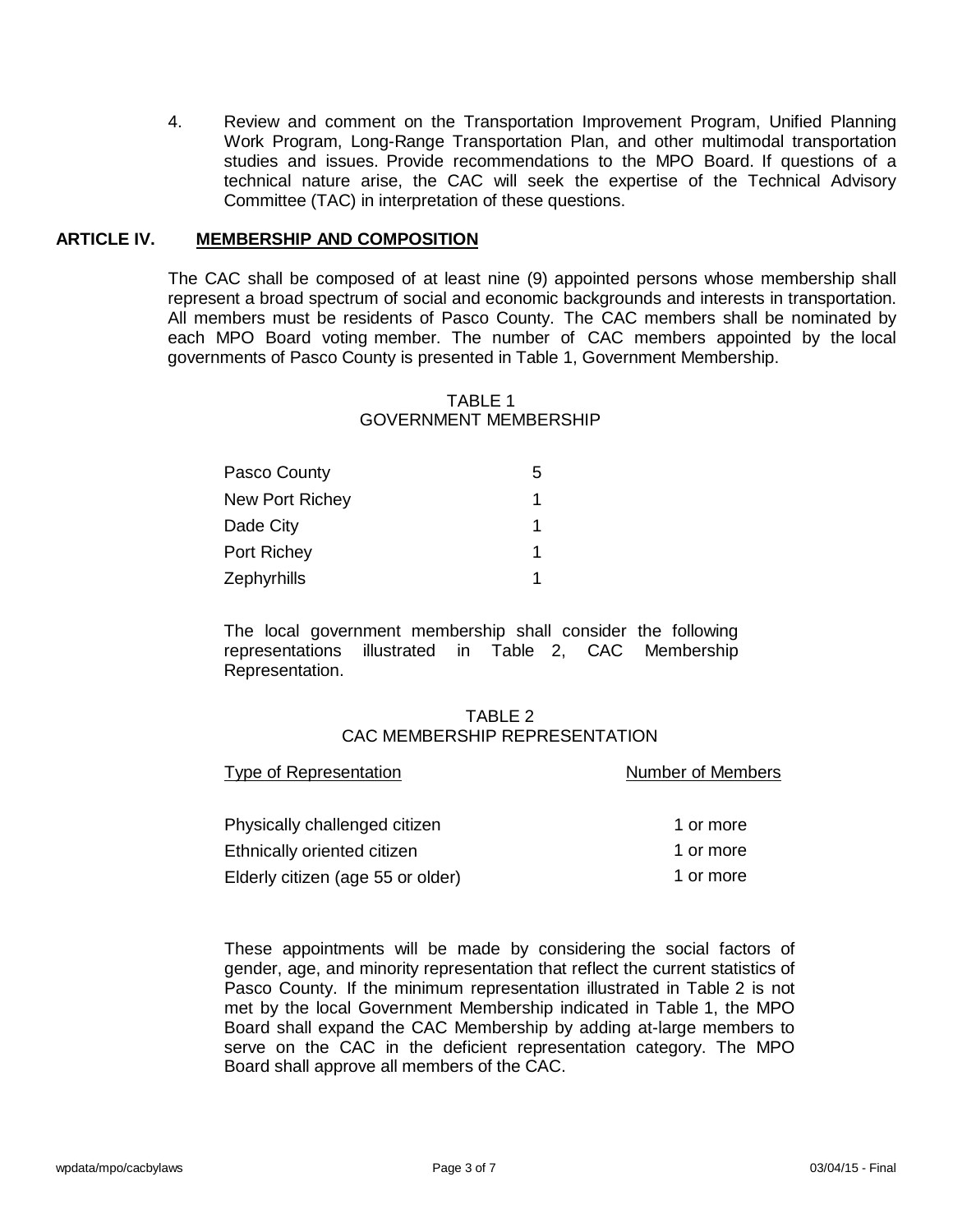4. Review and comment on the Transportation Improvement Program, Unified Planning Work Program, Long-Range Transportation Plan, and other multimodal transportation studies and issues. Provide recommendations to the MPO Board. If questions of a technical nature arise, the CAC will seek the expertise of the Technical Advisory Committee (TAC) in interpretation of these questions.

## ARTICLE IV. MEMBERSHIP AND COMPOSITION

The CAC shall be composed of at least nine (9) appointed persons whose membership shall represent a broad spectrum of social and economic backgrounds and interests in transportation. All members must be residents of Pasco County. The CAC members shall be nominated by each MPO Board voting member. The number of CAC members appointed by the local governments of Pasco County is presented in Table 1, Government Membership.

TABLE 1
GOVERNMENT MEMBERSHIP

| | |
|---|---|
| Pasco County | 5 |
| New Port Richey | 1 |
| Dade City | 1 |
| Port Richey | 1 |
| Zephyrhills | 1 |

The local government membership shall consider the following representations illustrated in Table 2, CAC Membership Representation.

TABLE 2
CAC MEMBERSHIP REPRESENTATION

| Type of Representation | Number of Members |
|---|---|
| Physically challenged citizen | 1 or more |
| Ethnically oriented citizen | 1 or more |
| Elderly citizen (age 55 or older) | 1 or more |

These appointments will be made by considering the social factors of gender, age, and minority representation that reflect the current statistics of Pasco County. If the minimum representation illustrated in Table 2 is not met by the local Government Membership indicated in Table 1, the MPO Board shall expand the CAC Membership by adding at-large members to serve on the CAC in the deficient representation category. The MPO Board shall approve all members of the CAC.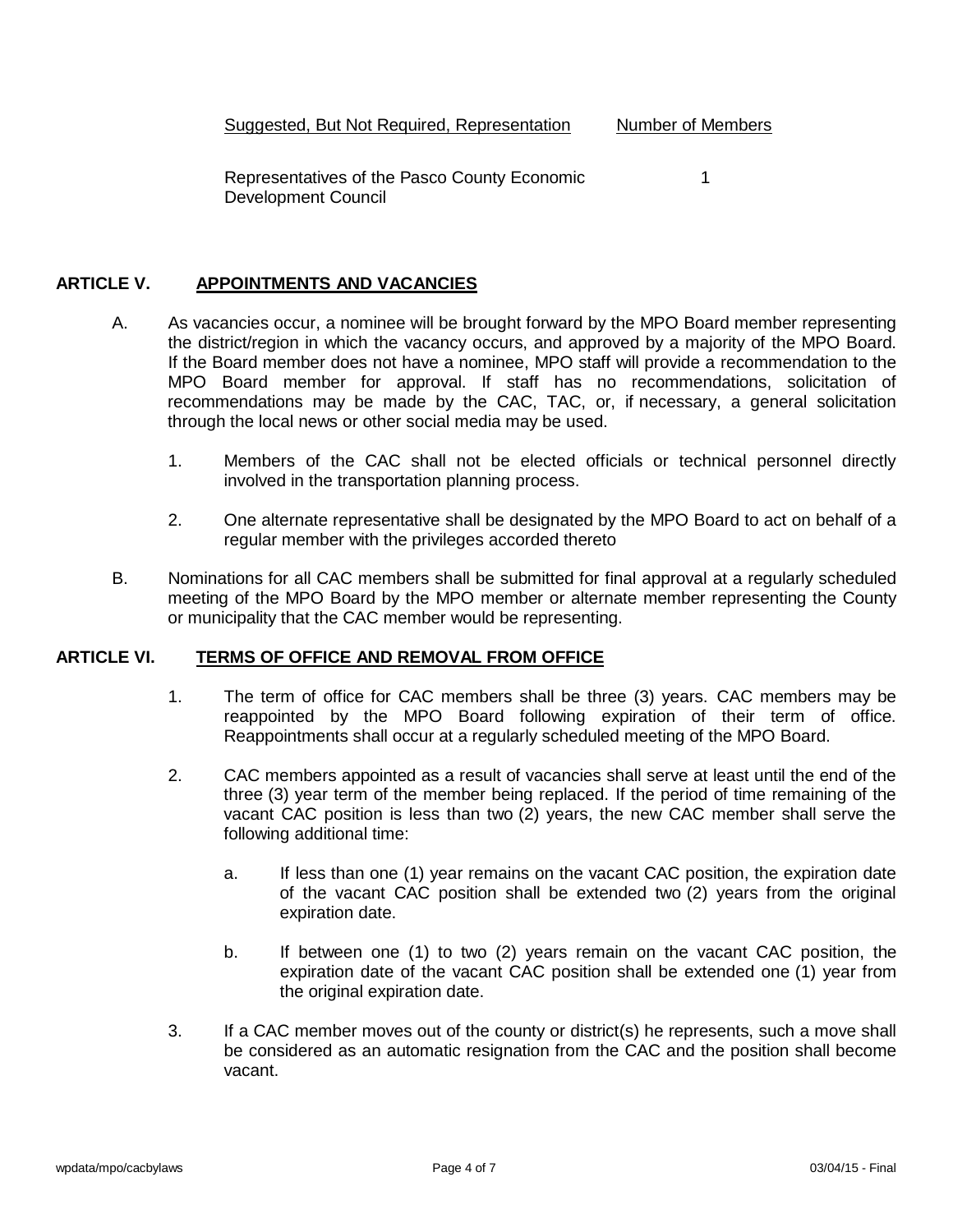| Suggested, But Not Required, Representation | Number of Members |
| --- | --- |
| Representatives of the Pasco County Economic Development Council | 1 |

## ARTICLE V. APPOINTMENTS AND VACANCIES

A. As vacancies occur, a nominee will be brought forward by the MPO Board member representing the district/region in which the vacancy occurs, and approved by a majority of the MPO Board. If the Board member does not have a nominee, MPO staff will provide a recommendation to the MPO Board member for approval. If staff has no recommendations, solicitation of recommendations may be made by the CAC, TAC, or, if necessary, a general solicitation through the local news or other social media may be used.

1. Members of the CAC shall not be elected officials or technical personnel directly involved in the transportation planning process.

2. One alternate representative shall be designated by the MPO Board to act on behalf of a regular member with the privileges accorded thereto

B. Nominations for all CAC members shall be submitted for final approval at a regularly scheduled meeting of the MPO Board by the MPO member or alternate member representing the County or municipality that the CAC member would be representing.

## ARTICLE VI. TERMS OF OFFICE AND REMOVAL FROM OFFICE

1. The term of office for CAC members shall be three (3) years. CAC members may be reappointed by the MPO Board following expiration of their term of office. Reappointments shall occur at a regularly scheduled meeting of the MPO Board.

2. CAC members appointed as a result of vacancies shall serve at least until the end of the three (3) year term of the member being replaced. If the period of time remaining of the vacant CAC position is less than two (2) years, the new CAC member shall serve the following additional time:

   a. If less than one (1) year remains on the vacant CAC position, the expiration date of the vacant CAC position shall be extended two (2) years from the original expiration date.

   b. If between one (1) to two (2) years remain on the vacant CAC position, the expiration date of the vacant CAC position shall be extended one (1) year from the original expiration date.

3. If a CAC member moves out of the county or district(s) he represents, such a move shall be considered as an automatic resignation from the CAC and the position shall become vacant.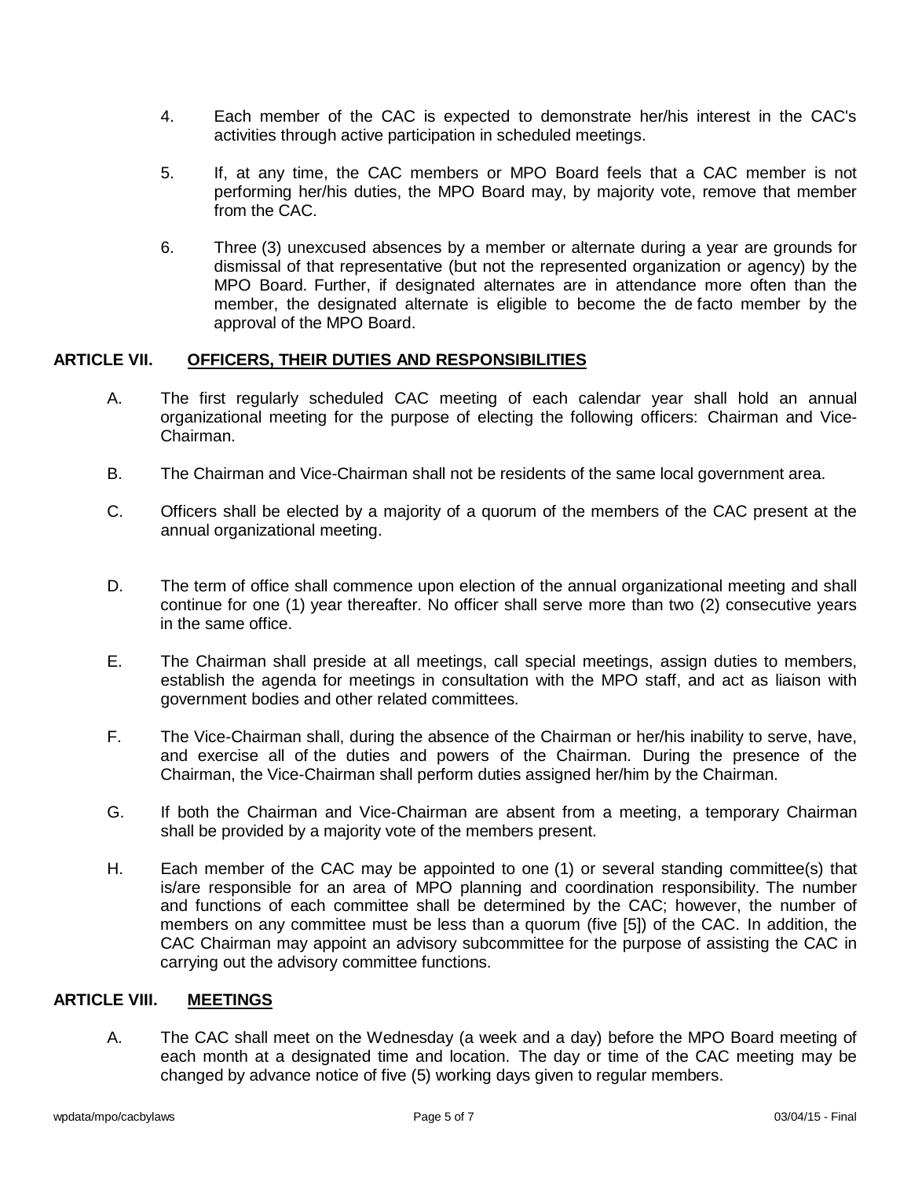4. Each member of the CAC is expected to demonstrate her/his interest in the CAC's activities through active participation in scheduled meetings.

5. If, at any time, the CAC members or MPO Board feels that a CAC member is not performing her/his duties, the MPO Board may, by majority vote, remove that member from the CAC.

6. Three (3) unexcused absences by a member or alternate during a year are grounds for dismissal of that representative (but not the represented organization or agency) by the MPO Board. Further, if designated alternates are in attendance more often than the member, the designated alternate is eligible to become the de facto member by the approval of the MPO Board.

## ARTICLE VII. OFFICERS, THEIR DUTIES AND RESPONSIBILITIES

A. The first regularly scheduled CAC meeting of each calendar year shall hold an annual organizational meeting for the purpose of electing the following officers: Chairman and Vice-Chairman.

B. The Chairman and Vice-Chairman shall not be residents of the same local government area.

C. Officers shall be elected by a majority of a quorum of the members of the CAC present at the annual organizational meeting.

D. The term of office shall commence upon election of the annual organizational meeting and shall continue for one (1) year thereafter. No officer shall serve more than two (2) consecutive years in the same office.

E. The Chairman shall preside at all meetings, call special meetings, assign duties to members, establish the agenda for meetings in consultation with the MPO staff, and act as liaison with government bodies and other related committees.

F. The Vice-Chairman shall, during the absence of the Chairman or her/his inability to serve, have, and exercise all of the duties and powers of the Chairman. During the presence of the Chairman, the Vice-Chairman shall perform duties assigned her/him by the Chairman.

G. If both the Chairman and Vice-Chairman are absent from a meeting, a temporary Chairman shall be provided by a majority vote of the members present.

H. Each member of the CAC may be appointed to one (1) or several standing committee(s) that is/are responsible for an area of MPO planning and coordination responsibility. The number and functions of each committee shall be determined by the CAC; however, the number of members on any committee must be less than a quorum (five [5]) of the CAC. In addition, the CAC Chairman may appoint an advisory subcommittee for the purpose of assisting the CAC in carrying out the advisory committee functions.

## ARTICLE VIII. MEETINGS

A. The CAC shall meet on the Wednesday (a week and a day) before the MPO Board meeting of each month at a designated time and location. The day or time of the CAC meeting may be changed by advance notice of five (5) working days given to regular members.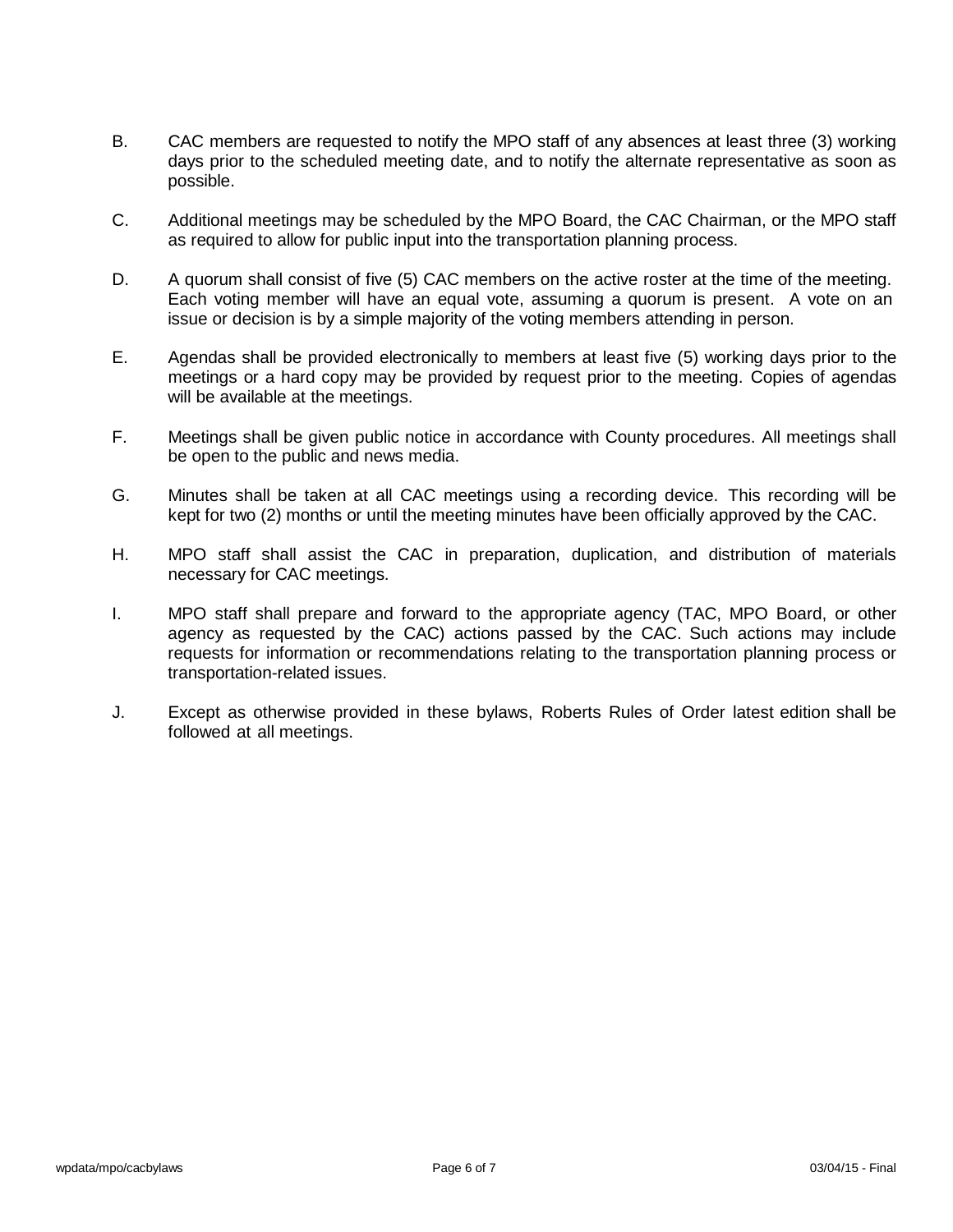B. CAC members are requested to notify the MPO staff of any absences at least three (3) working days prior to the scheduled meeting date, and to notify the alternate representative as soon as possible.

C. Additional meetings may be scheduled by the MPO Board, the CAC Chairman, or the MPO staff as required to allow for public input into the transportation planning process.

D. A quorum shall consist of five (5) CAC members on the active roster at the time of the meeting. Each voting member will have an equal vote, assuming a quorum is present. A vote on an issue or decision is by a simple majority of the voting members attending in person.

E. Agendas shall be provided electronically to members at least five (5) working days prior to the meetings or a hard copy may be provided by request prior to the meeting. Copies of agendas will be available at the meetings.

F. Meetings shall be given public notice in accordance with County procedures. All meetings shall be open to the public and news media.

G. Minutes shall be taken at all CAC meetings using a recording device. This recording will be kept for two (2) months or until the meeting minutes have been officially approved by the CAC.

H. MPO staff shall assist the CAC in preparation, duplication, and distribution of materials necessary for CAC meetings.

I. MPO staff shall prepare and forward to the appropriate agency (TAC, MPO Board, or other agency as requested by the CAC) actions passed by the CAC. Such actions may include requests for information or recommendations relating to the transportation planning process or transportation-related issues.

J. Except as otherwise provided in these bylaws, Roberts Rules of Order latest edition shall be followed at all meetings.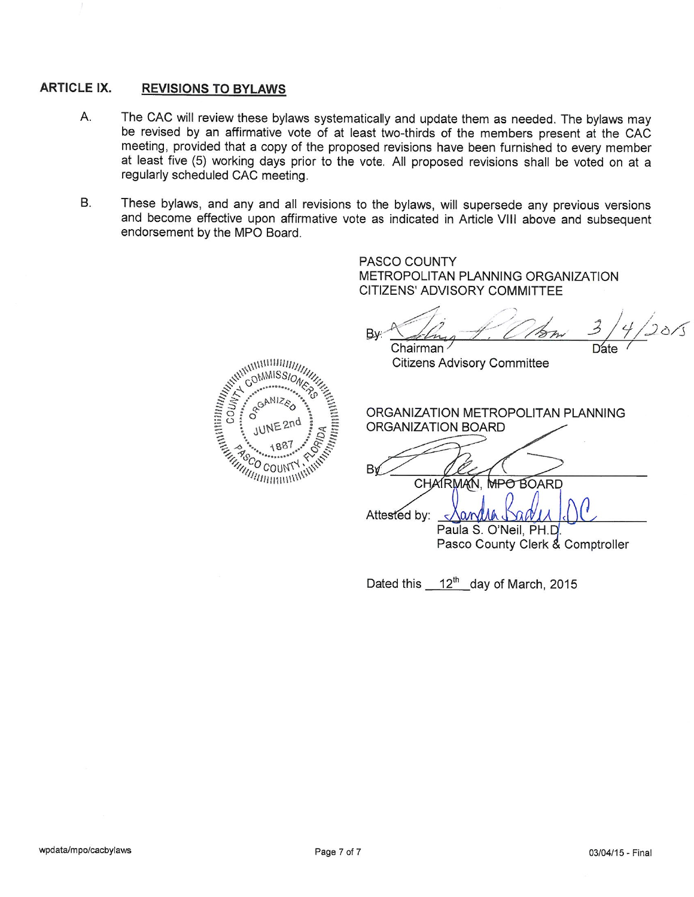## ARTICLE IX. REVISIONS TO BYLAWS

A. The CAC will review these bylaws systematically and update them as needed. The bylaws may be revised by an affirmative vote of at least two-thirds of the members present at the CAC meeting, provided that a copy of the proposed revisions have been furnished to every member at least five (5) working days prior to the vote. All proposed revisions shall be voted on at a regularly scheduled CAC meeting.

B. These bylaws, and any and all revisions to the bylaws, will supersede any previous versions and become effective upon affirmative vote as indicated in Article VIII above and subsequent endorsement by the MPO Board.

PASCO COUNTY
METROPOLITAN PLANNING ORGANIZATION
CITIZENS' ADVISORY COMMITTEE

By: ______________________ 3/4/2015
Chairman Date
Citizens Advisory Committee

COUNTY COMMISSIONERS ORGANIZED JUNE 2nd 1887 PASCO COUNTY, FLORIDA

ORGANIZATION METROPOLITAN PLANNING ORGANIZATION BOARD

By ______________________
CHAIRMAN, MPO BOARD

Attested by: ______________________
Paula S. O'Neil, PH.D.
Pasco County Clerk & Comptroller

Dated this 12th day of March, 2015

wpdata/mpo/cacbylaws

03/04/15 - Final